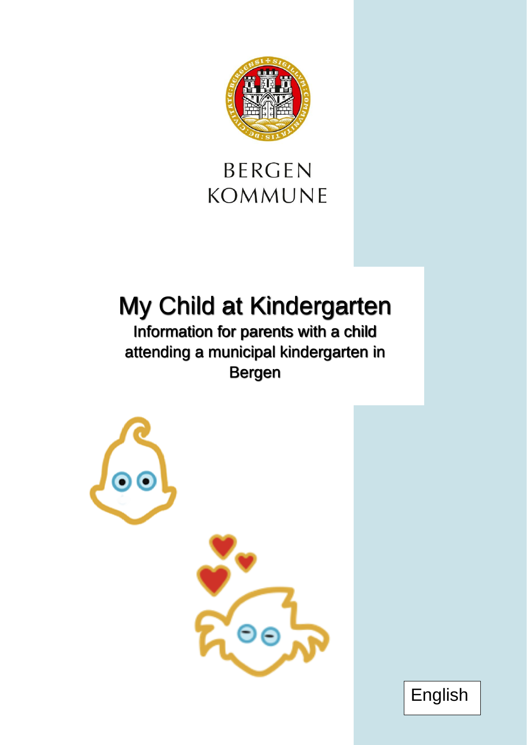BERGEN KOMMUNE

# My Child at Kindergarten

## Information for parents with a child attending a municipal kindergarten in Bergen

English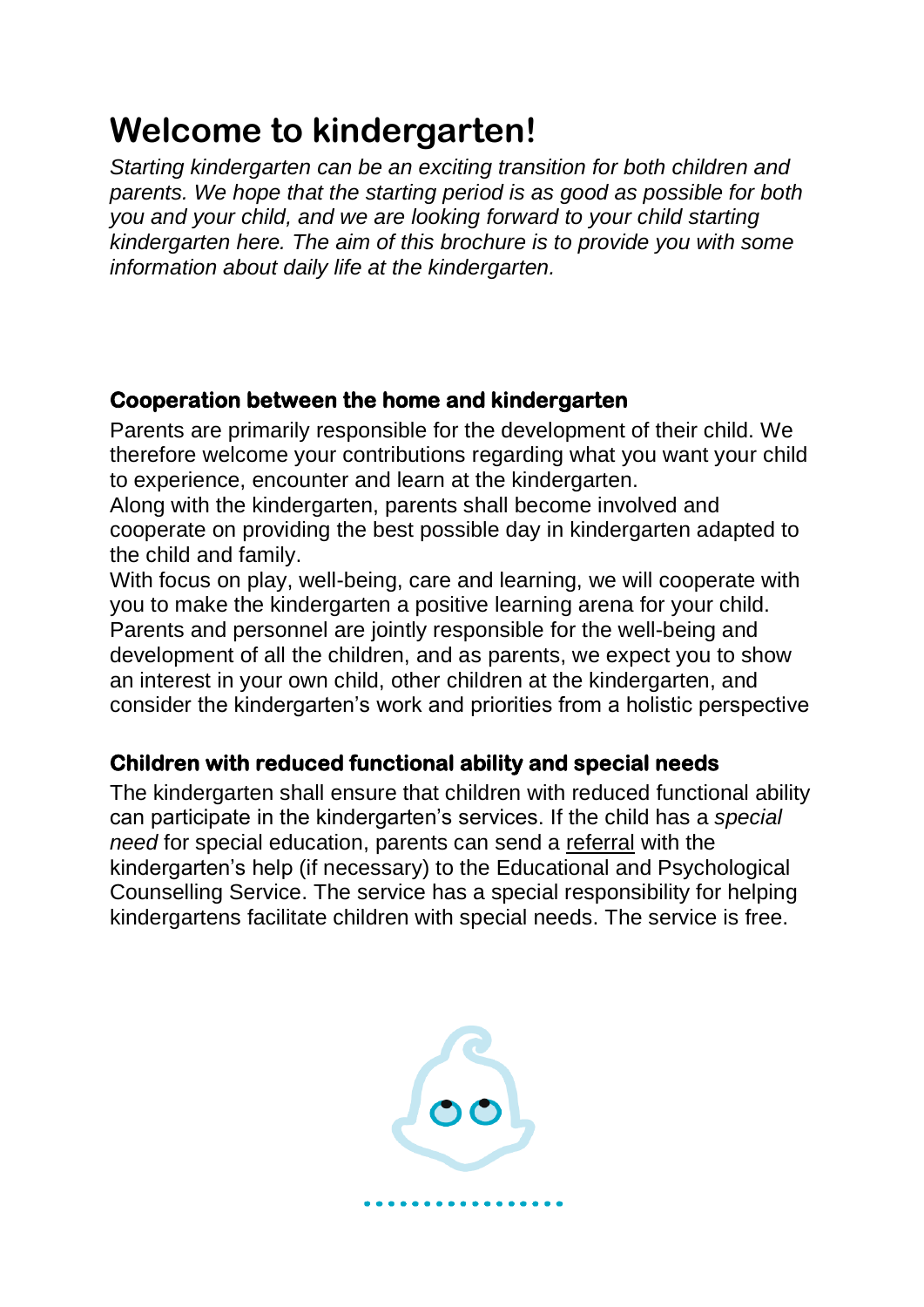# Welcome to kindergarten!

*Starting kindergarten can be an exciting transition for both children and parents. We hope that the starting period is as good as possible for both you and your child, and we are looking forward to your child starting kindergarten here. The aim of this brochure is to provide you with some information about daily life at the kindergarten.*

## Cooperation between the home and kindergarten

Parents are primarily responsible for the development of their child. We therefore welcome your contributions regarding what you want your child to experience, encounter and learn at the kindergarten.

Along with the kindergarten, parents shall become involved and cooperate on providing the best possible day in kindergarten adapted to the child and family.

With focus on play, well-being, care and learning, we will cooperate with you to make the kindergarten a positive learning arena for your child.

Parents and personnel are jointly responsible for the well-being and development of all the children, and as parents, we expect you to show an interest in your own child, other children at the kindergarten, and consider the kindergarten's work and priorities from a holistic perspective

## Children with reduced functional ability and special needs

The kindergarten shall ensure that children with reduced functional ability can participate in the kindergarten's services. If the child has a *special need* for special education, parents can send a referral with the kindergarten's help (if necessary) to the Educational and Psychological Counselling Service. The service has a special responsibility for helping kindergartens facilitate children with special needs. The service is free.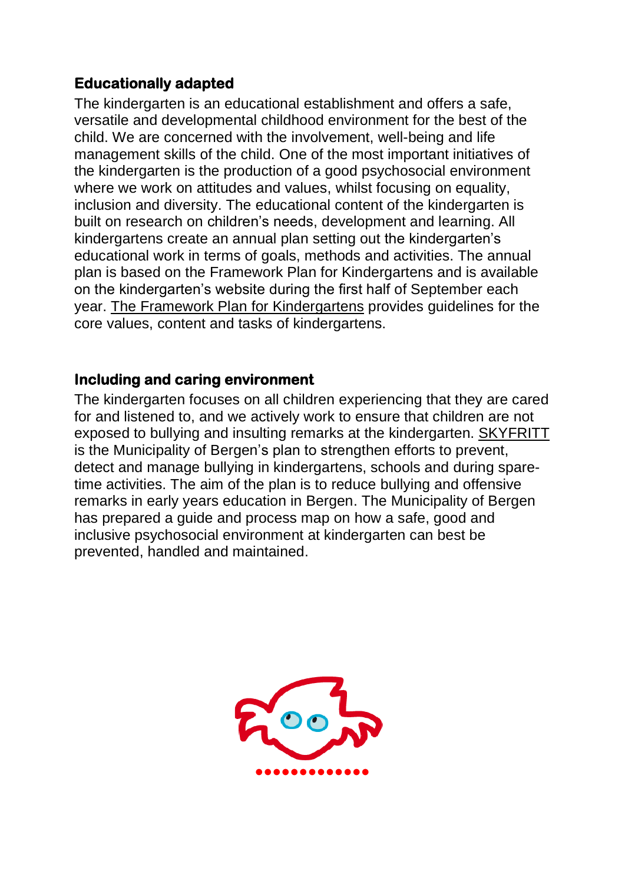## Educationally adapted

The kindergarten is an educational establishment and offers a safe, versatile and developmental childhood environment for the best of the child. We are concerned with the involvement, well-being and life management skills of the child. One of the most important initiatives of the kindergarten is the production of a good psychosocial environment where we work on attitudes and values, whilst focusing on equality, inclusion and diversity. The educational content of the kindergarten is built on research on children's needs, development and learning. All kindergartens create an annual plan setting out the kindergarten's educational work in terms of goals, methods and activities. The annual plan is based on the Framework Plan for Kindergartens and is available on the kindergarten's website during the first half of September each year. The Framework Plan for Kindergartens provides guidelines for the core values, content and tasks of kindergartens.

## Including and caring environment

The kindergarten focuses on all children experiencing that they are cared for and listened to, and we actively work to ensure that children are not exposed to bullying and insulting remarks at the kindergarten. SKYFRITT is the Municipality of Bergen's plan to strengthen efforts to prevent, detect and manage bullying in kindergartens, schools and during spare-time activities. The aim of the plan is to reduce bullying and offensive remarks in early years education in Bergen. The Municipality of Bergen has prepared a guide and process map on how a safe, good and inclusive psychosocial environment at kindergarten can best be prevented, handled and maintained.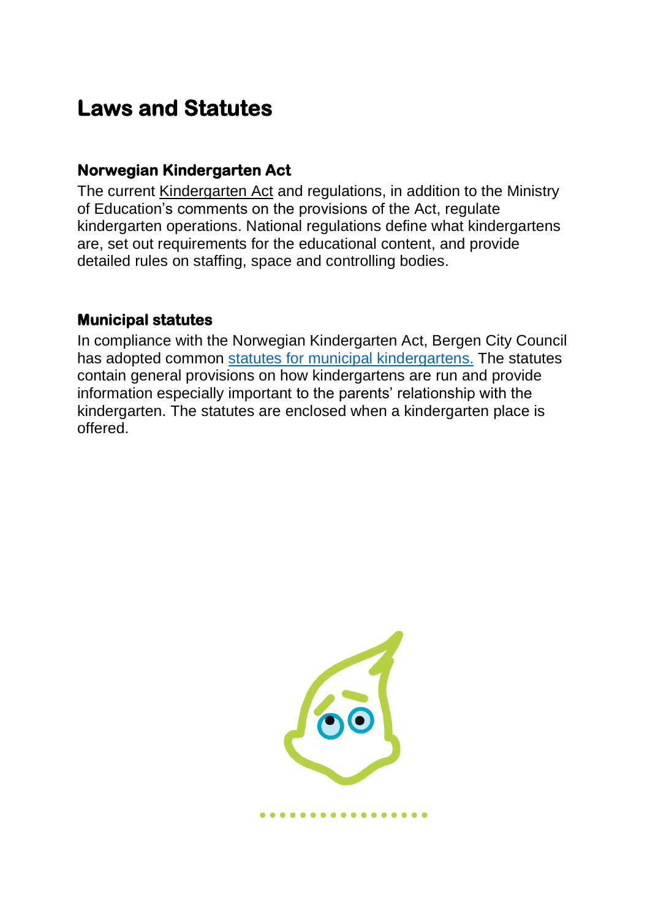# Laws and Statutes

## Norwegian Kindergarten Act

The current Kindergarten Act and regulations, in addition to the Ministry of Education's comments on the provisions of the Act, regulate kindergarten operations. National regulations define what kindergartens are, set out requirements for the educational content, and provide detailed rules on staffing, space and controlling bodies.

## Municipal statutes

In compliance with the Norwegian Kindergarten Act, Bergen City Council has adopted common statutes for municipal kindergartens. The statutes contain general provisions on how kindergartens are run and provide information especially important to the parents' relationship with the kindergarten. The statutes are enclosed when a kindergarten place is offered.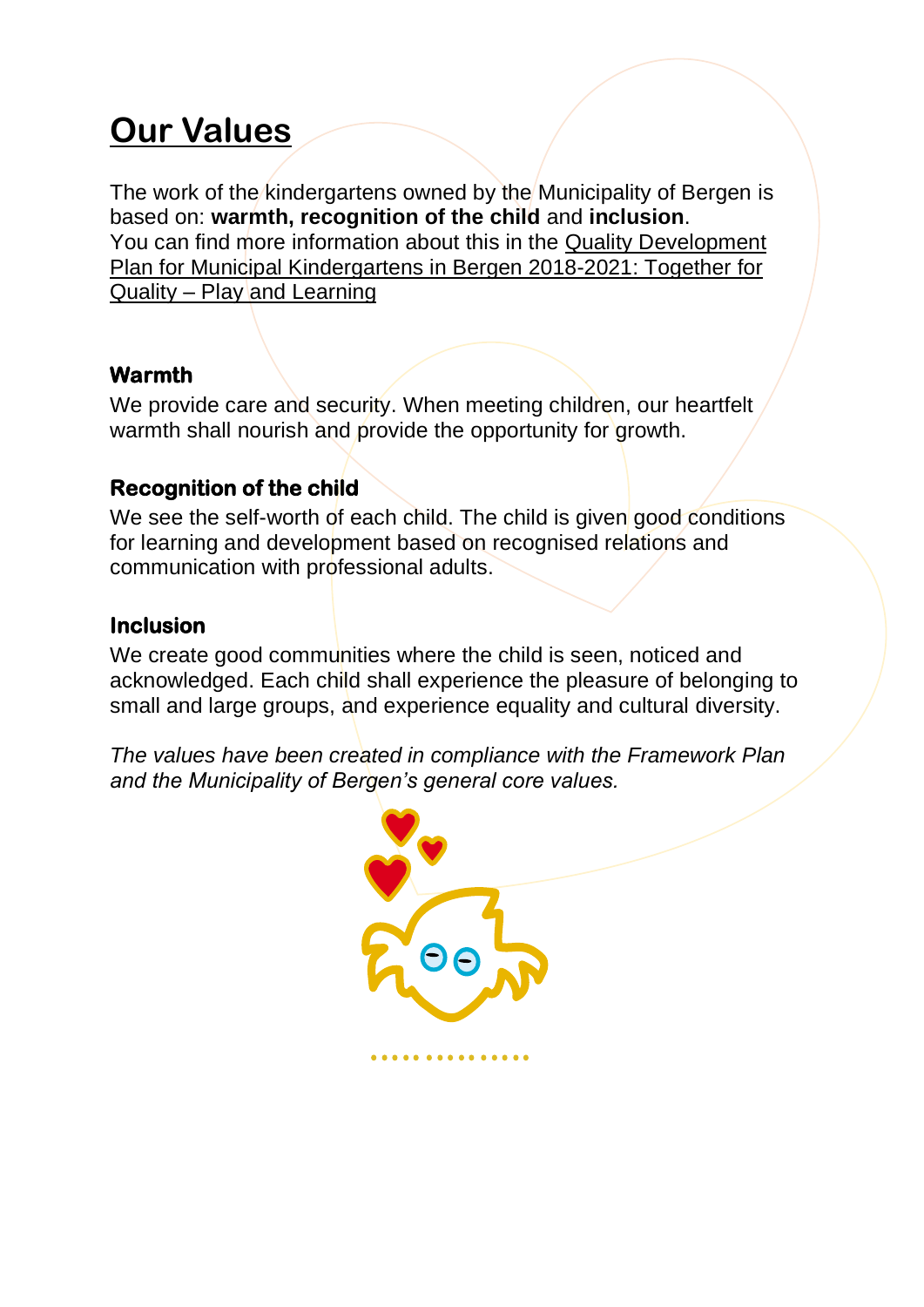# Our Values

The work of the kindergartens owned by the Municipality of Bergen is based on: **warmth, recognition of the child** and **inclusion**.
You can find more information about this in the Quality Development Plan for Municipal Kindergartens in Bergen 2018-2021: Together for Quality – Play and Learning

### Warmth

We provide care and security. When meeting children, our heartfelt warmth shall nourish and provide the opportunity for growth.

### Recognition of the child

We see the self-worth of each child. The child is given good conditions for learning and development based on recognised relations and communication with professional adults.

### Inclusion

We create good communities where the child is seen, noticed and acknowledged. Each child shall experience the pleasure of belonging to small and large groups, and experience equality and cultural diversity.

*The values have been created in compliance with the Framework Plan and the Municipality of Bergen's general core values.*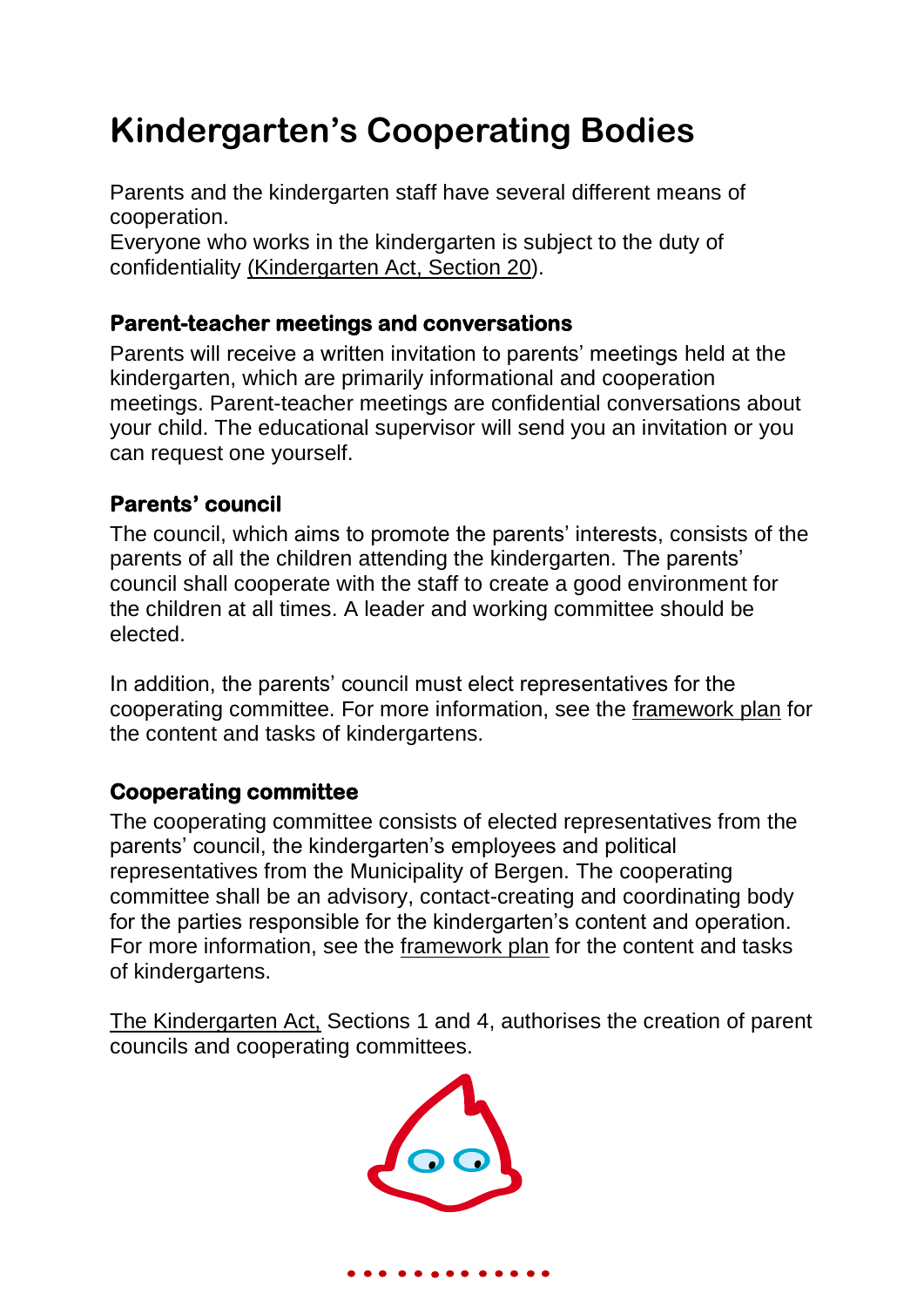# Kindergarten's Cooperating Bodies

Parents and the kindergarten staff have several different means of cooperation.
Everyone who works in the kindergarten is subject to the duty of confidentiality (Kindergarten Act, Section 20).

### Parent-teacher meetings and conversations

Parents will receive a written invitation to parents' meetings held at the kindergarten, which are primarily informational and cooperation meetings. Parent-teacher meetings are confidential conversations about your child. The educational supervisor will send you an invitation or you can request one yourself.

### Parents' council

The council, which aims to promote the parents' interests, consists of the parents of all the children attending the kindergarten. The parents' council shall cooperate with the staff to create a good environment for the children at all times. A leader and working committee should be elected.

In addition, the parents' council must elect representatives for the cooperating committee. For more information, see the framework plan for the content and tasks of kindergartens.

### Cooperating committee

The cooperating committee consists of elected representatives from the parents' council, the kindergarten's employees and political representatives from the Municipality of Bergen. The cooperating committee shall be an advisory, contact-creating and coordinating body for the parties responsible for the kindergarten's content and operation. For more information, see the framework plan for the content and tasks of kindergartens.

The Kindergarten Act, Sections 1 and 4, authorises the creation of parent councils and cooperating committees.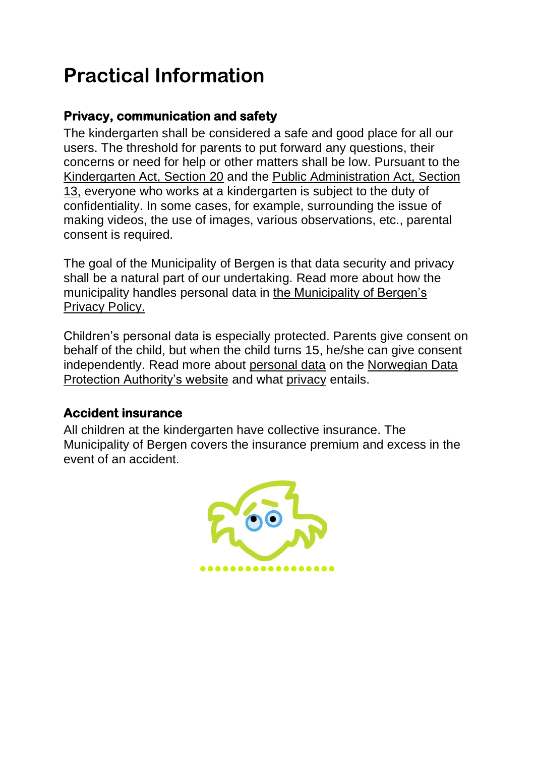# Practical Information

## Privacy, communication and safety

The kindergarten shall be considered a safe and good place for all our users. The threshold for parents to put forward any questions, their concerns or need for help or other matters shall be low. Pursuant to the Kindergarten Act, Section 20 and the Public Administration Act, Section 13, everyone who works at a kindergarten is subject to the duty of confidentiality. In some cases, for example, surrounding the issue of making videos, the use of images, various observations, etc., parental consent is required.

The goal of the Municipality of Bergen is that data security and privacy shall be a natural part of our undertaking. Read more about how the municipality handles personal data in the Municipality of Bergen's Privacy Policy.

Children's personal data is especially protected. Parents give consent on behalf of the child, but when the child turns 15, he/she can give consent independently. Read more about personal data on the Norwegian Data Protection Authority's website and what privacy entails.

## Accident insurance

All children at the kindergarten have collective insurance. The Municipality of Bergen covers the insurance premium and excess in the event of an accident.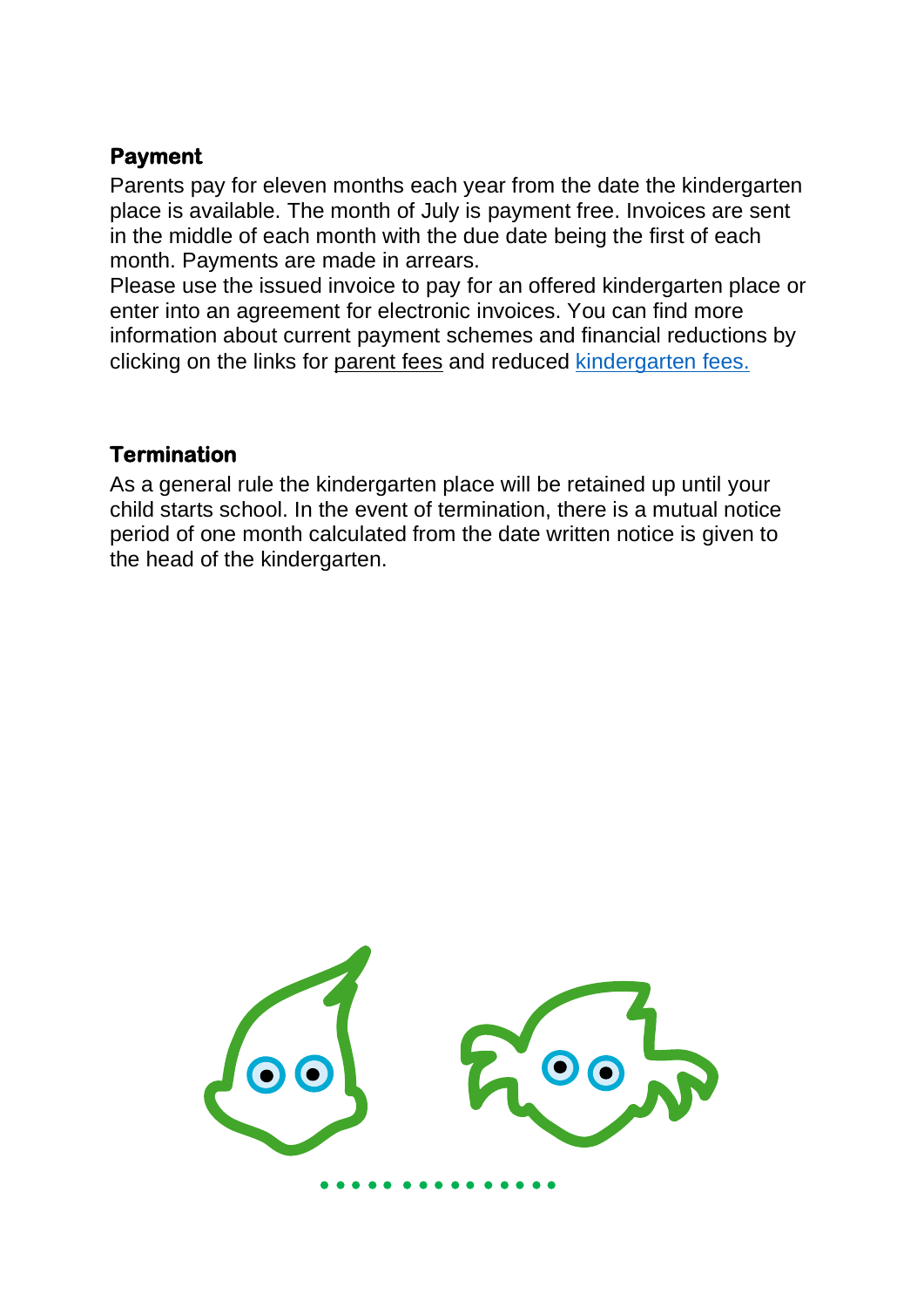**Payment**

Parents pay for eleven months each year from the date the kindergarten place is available. The month of July is payment free. Invoices are sent in the middle of each month with the due date being the first of each month. Payments are made in arrears.

Please use the issued invoice to pay for an offered kindergarten place or enter into an agreement for electronic invoices. You can find more information about current payment schemes and financial reductions by clicking on the links for parent fees and reduced kindergarten fees.

**Termination**

As a general rule the kindergarten place will be retained up until your child starts school. In the event of termination, there is a mutual notice period of one month calculated from the date written notice is given to the head of the kindergarten.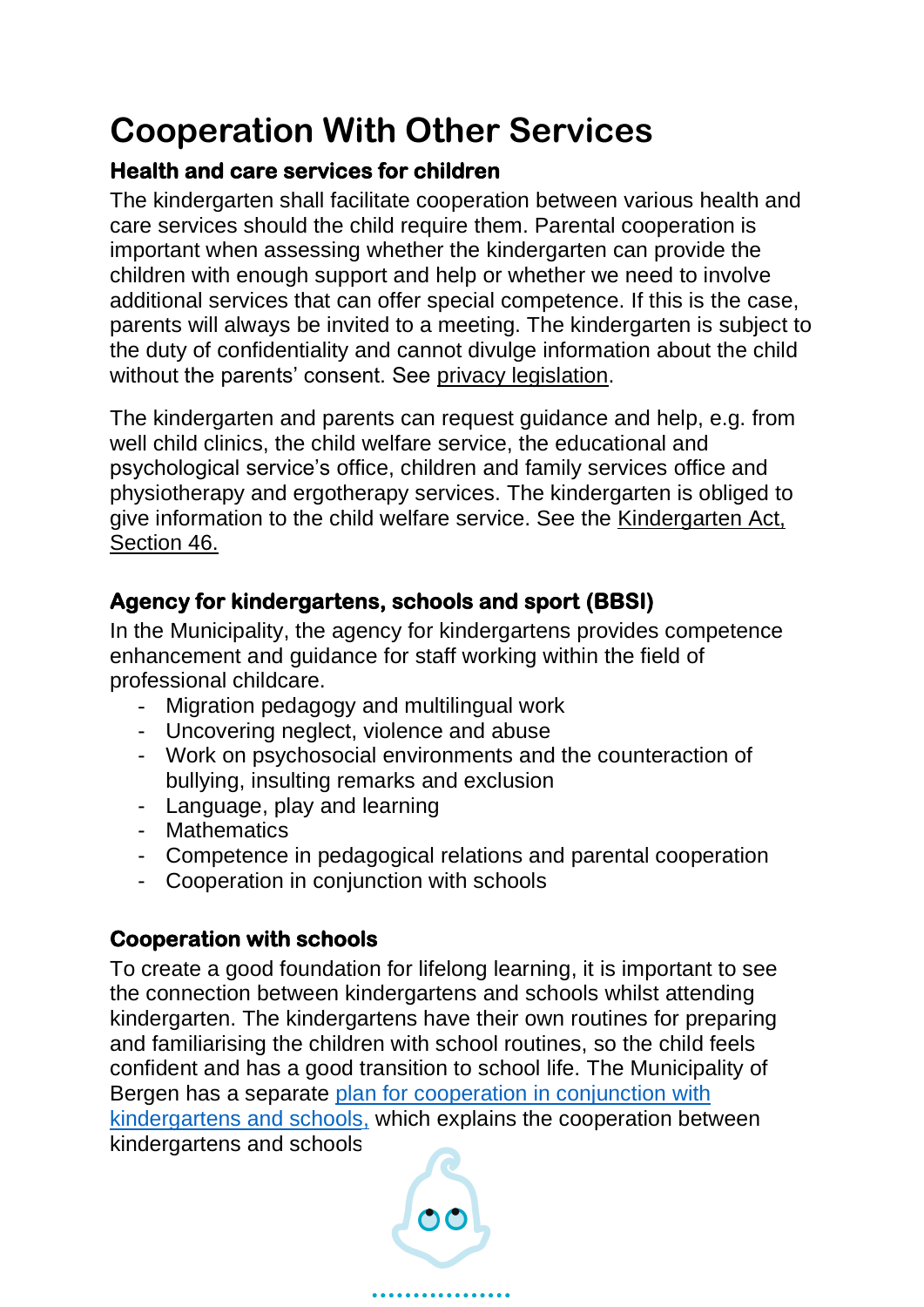# Cooperation With Other Services

### Health and care services for children

The kindergarten shall facilitate cooperation between various health and care services should the child require them. Parental cooperation is important when assessing whether the kindergarten can provide the children with enough support and help or whether we need to involve additional services that can offer special competence. If this is the case, parents will always be invited to a meeting. The kindergarten is subject to the duty of confidentiality and cannot divulge information about the child without the parents' consent. See privacy legislation.

The kindergarten and parents can request guidance and help, e.g. from well child clinics, the child welfare service, the educational and psychological service's office, children and family services office and physiotherapy and ergotherapy services. The kindergarten is obliged to give information to the child welfare service. See the Kindergarten Act, Section 46.

### Agency for kindergartens, schools and sport (BBSI)

In the Municipality, the agency for kindergartens provides competence enhancement and guidance for staff working within the field of professional childcare.

- Migration pedagogy and multilingual work
- Uncovering neglect, violence and abuse
- Work on psychosocial environments and the counteraction of bullying, insulting remarks and exclusion
- Language, play and learning
- Mathematics
- Competence in pedagogical relations and parental cooperation
- Cooperation in conjunction with schools

### Cooperation with schools

To create a good foundation for lifelong learning, it is important to see the connection between kindergartens and schools whilst attending kindergarten. The kindergartens have their own routines for preparing and familiarising the children with school routines, so the child feels confident and has a good transition to school life. The Municipality of Bergen has a separate plan for cooperation in conjunction with kindergartens and schools, which explains the cooperation between kindergartens and schools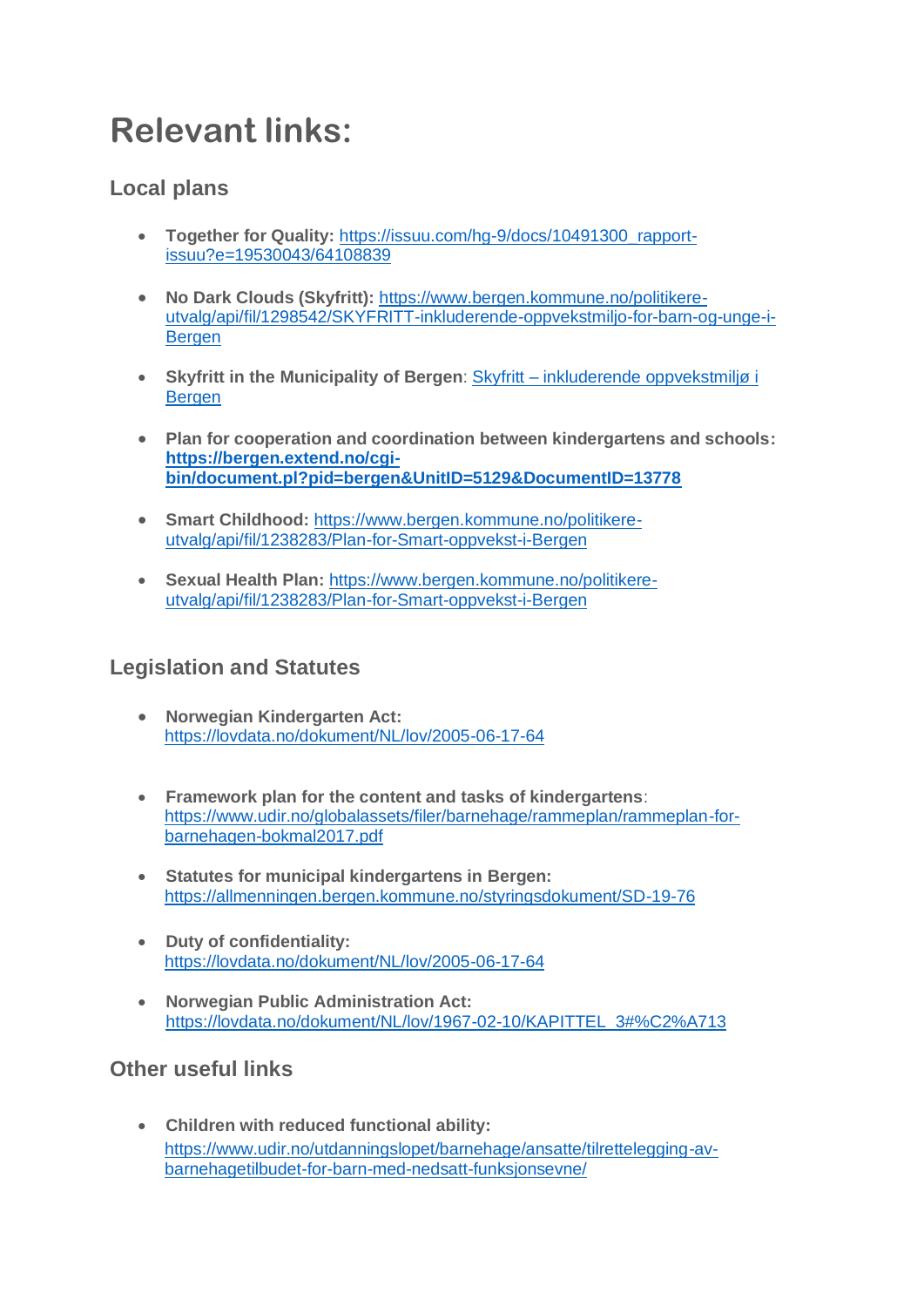# Relevant links:

## Local plans

- **Together for Quality:** https://issuu.com/hg-9/docs/10491300_rapport-issuu?e=19530043/64108839
- **No Dark Clouds (Skyfritt):** https://www.bergen.kommune.no/politikere-utvalg/api/fil/1298542/SKYFRITT-inkluderende-oppvekstmiljo-for-barn-og-unge-i-Bergen
- **Skyfritt in the Municipality of Bergen**: Skyfritt – inkluderende oppvekstmiljø i Bergen
- **Plan for cooperation and coordination between kindergartens and schools: https://bergen.extend.no/cgi-bin/document.pl?pid=bergen&UnitID=5129&DocumentID=13778**
- **Smart Childhood:** https://www.bergen.kommune.no/politikere-utvalg/api/fil/1238283/Plan-for-Smart-oppvekst-i-Bergen
- **Sexual Health Plan:** https://www.bergen.kommune.no/politikere-utvalg/api/fil/1238283/Plan-for-Smart-oppvekst-i-Bergen

## Legislation and Statutes

- **Norwegian Kindergarten Act:** https://lovdata.no/dokument/NL/lov/2005-06-17-64
- **Framework plan for the content and tasks of kindergartens**: https://www.udir.no/globalassets/filer/barnehage/rammeplan/rammeplan-for-barnehagen-bokmal2017.pdf
- **Statutes for municipal kindergartens in Bergen:** https://allmenningen.bergen.kommune.no/styringsdokument/SD-19-76
- **Duty of confidentiality:** https://lovdata.no/dokument/NL/lov/2005-06-17-64
- **Norwegian Public Administration Act:** https://lovdata.no/dokument/NL/lov/1967-02-10/KAPITTEL_3#%C2%A713

## Other useful links

- **Children with reduced functional ability:** https://www.udir.no/utdanningslopet/barnehage/ansatte/tilrettelegging-av-barnehagetilbudet-for-barn-med-nedsatt-funksjonsevne/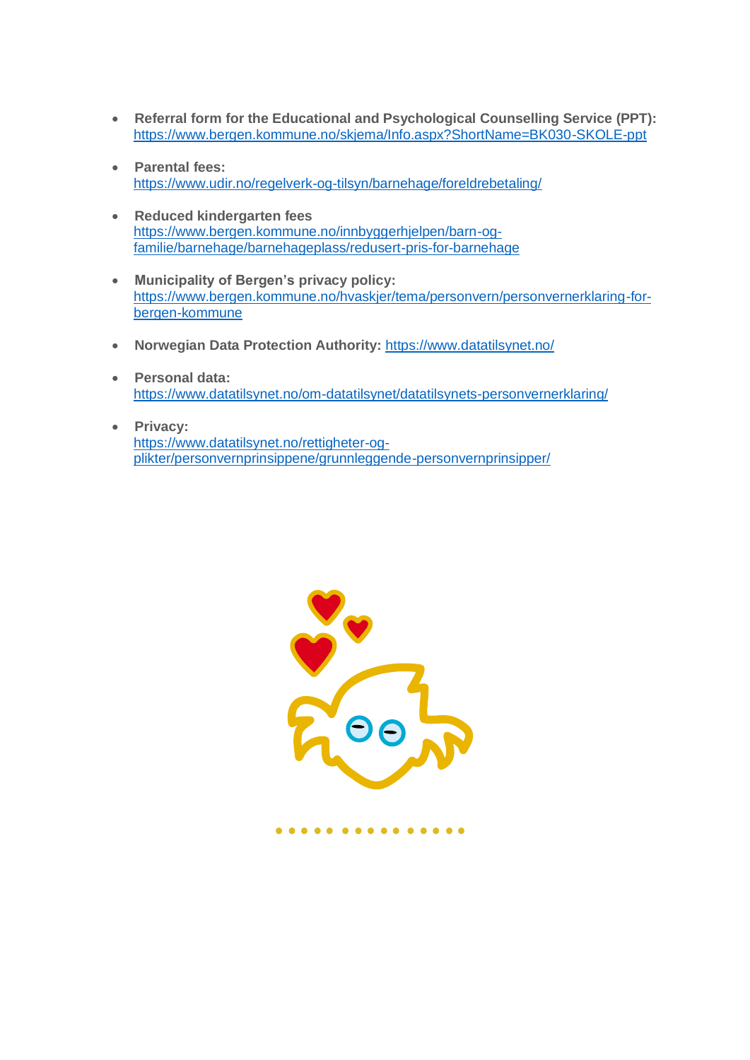- **Referral form for the Educational and Psychological Counselling Service (PPT):** https://www.bergen.kommune.no/skjema/Info.aspx?ShortName=BK030-SKOLE-ppt

- **Parental fees:** https://www.udir.no/regelverk-og-tilsyn/barnehage/foreldrebetaling/

- **Reduced kindergarten fees** https://www.bergen.kommune.no/innbyggerhjelpen/barn-og-familie/barnehage/barnehageplass/redusert-pris-for-barnehage

- **Municipality of Bergen's privacy policy:** https://www.bergen.kommune.no/hvaskjer/tema/personvern/personvernerklaring-for-bergen-kommune

- **Norwegian Data Protection Authority:** https://www.datatilsynet.no/

- **Personal data:** https://www.datatilsynet.no/om-datatilsynet/datatilsynets-personvernerklaring/

- **Privacy:** https://www.datatilsynet.no/rettigheter-og-plikter/personvernprinsippene/grunnleggende-personvernprinsipper/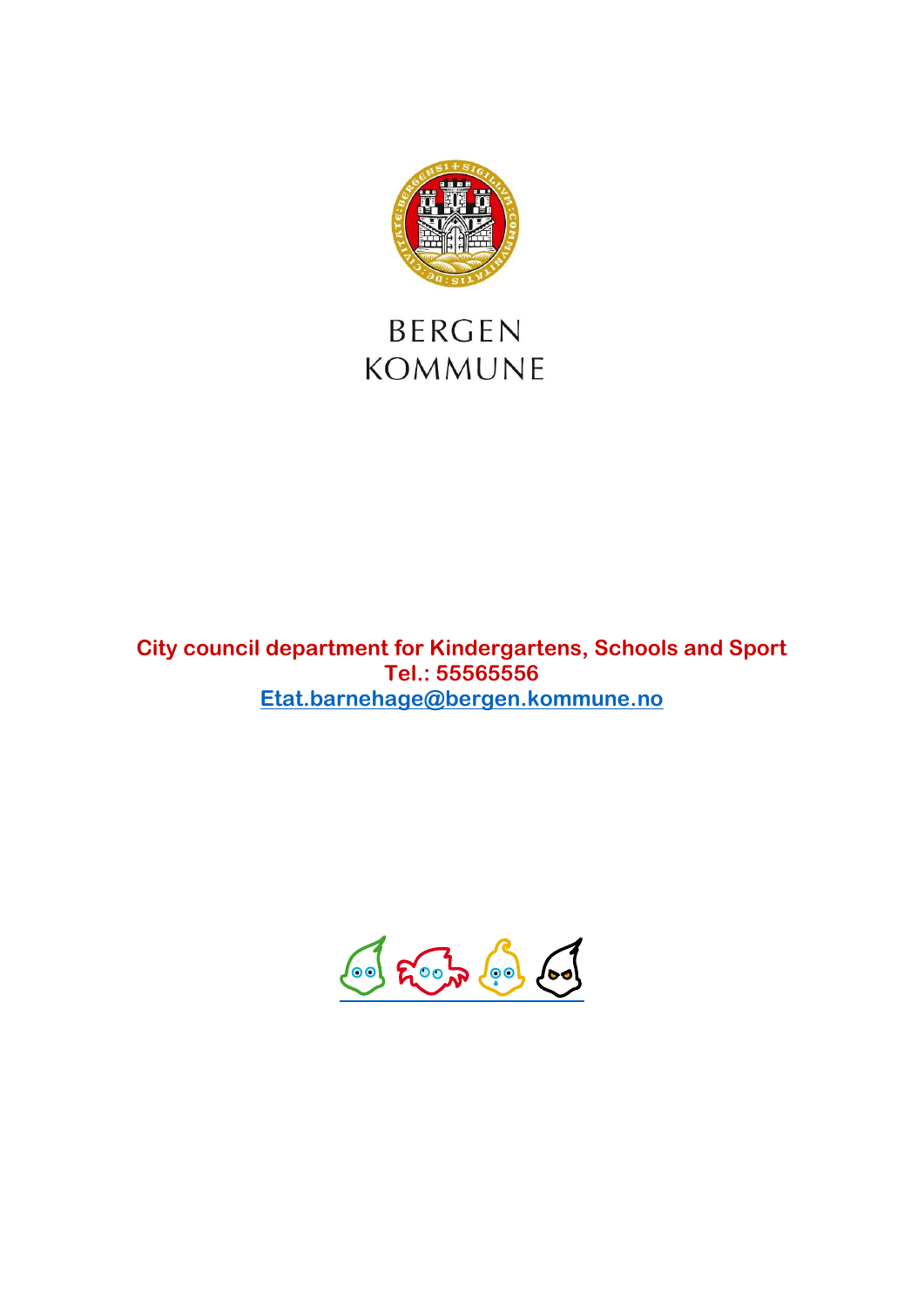BERGEN
KOMMUNE

**City council department for Kindergartens, Schools and Sport**
**Tel.: 55565556**
**Etat.barnehage@bergen.kommune.no**